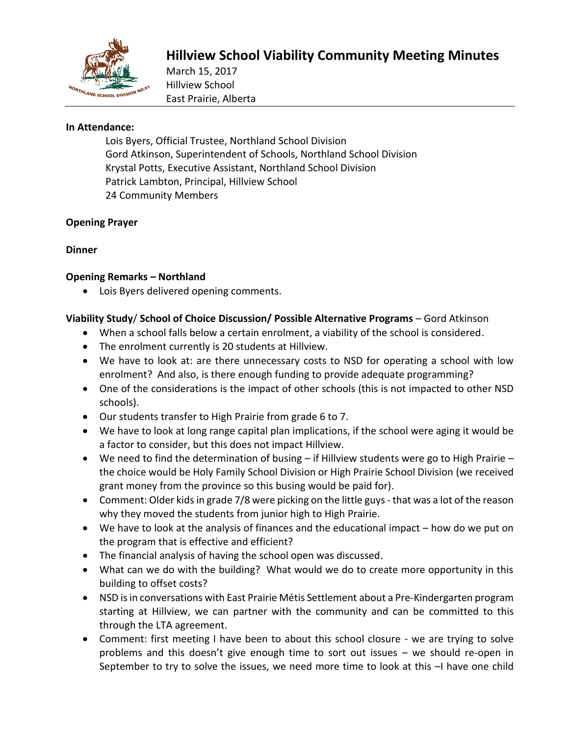# Hillview School Viability Community Meeting Minutes

March 15, 2017
Hillview School
East Prairie, Alberta

**In Attendance:**

Lois Byers, Official Trustee, Northland School Division
Gord Atkinson, Superintendent of Schools, Northland School Division
Krystal Potts, Executive Assistant, Northland School Division
Patrick Lambton, Principal, Hillview School
24 Community Members

**Opening Prayer**

**Dinner**

**Opening Remarks – Northland**

- Lois Byers delivered opening comments.

**Viability Study**/ **School of Choice Discussion/ Possible Alternative Programs** – Gord Atkinson

- When a school falls below a certain enrolment, a viability of the school is considered.
- The enrolment currently is 20 students at Hillview.
- We have to look at: are there unnecessary costs to NSD for operating a school with low enrolment? And also, is there enough funding to provide adequate programming?
- One of the considerations is the impact of other schools (this is not impacted to other NSD schools).
- Our students transfer to High Prairie from grade 6 to 7.
- We have to look at long range capital plan implications, if the school were aging it would be a factor to consider, but this does not impact Hillview.
- We need to find the determination of busing – if Hillview students were go to High Prairie – the choice would be Holy Family School Division or High Prairie School Division (we received grant money from the province so this busing would be paid for).
- Comment: Older kids in grade 7/8 were picking on the little guys - that was a lot of the reason why they moved the students from junior high to High Prairie.
- We have to look at the analysis of finances and the educational impact – how do we put on the program that is effective and efficient?
- The financial analysis of having the school open was discussed.
- What can we do with the building? What would we do to create more opportunity in this building to offset costs?
- NSD is in conversations with East Prairie Métis Settlement about a Pre-Kindergarten program starting at Hillview, we can partner with the community and can be committed to this through the LTA agreement.
- Comment: first meeting I have been to about this school closure - we are trying to solve problems and this doesn't give enough time to sort out issues – we should re-open in September to try to solve the issues, we need more time to look at this –I have one child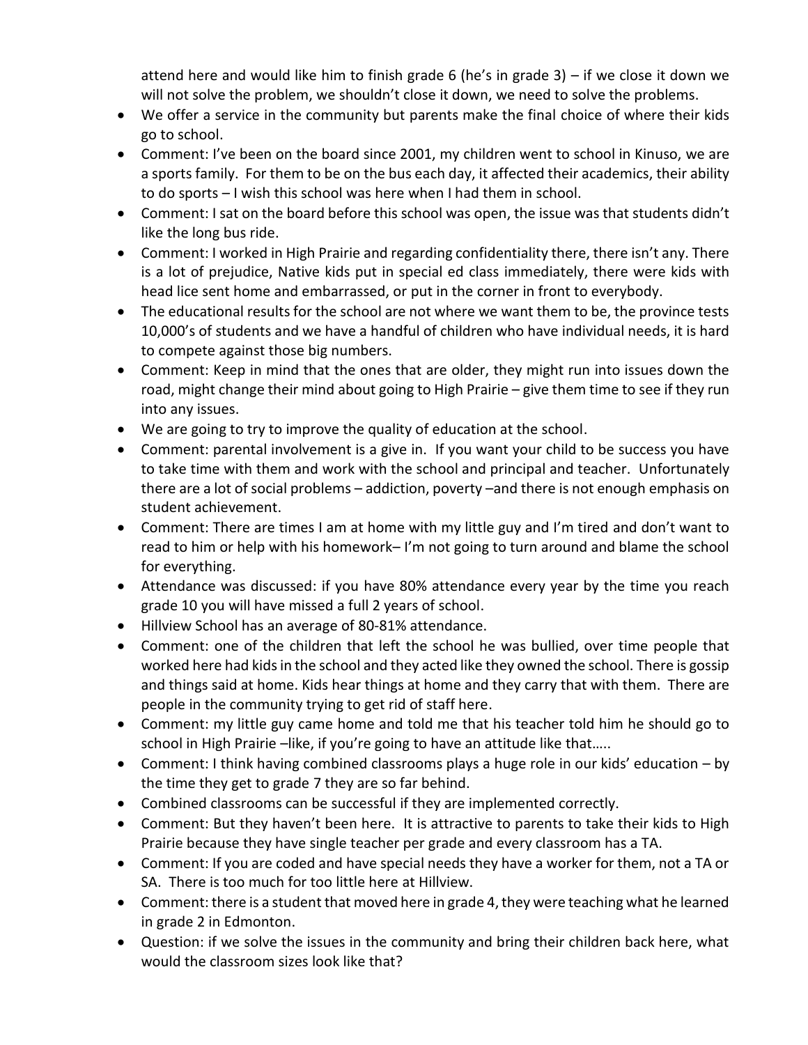attend here and would like him to finish grade 6 (he's in grade 3) – if we close it down we will not solve the problem, we shouldn't close it down, we need to solve the problems.

- We offer a service in the community but parents make the final choice of where their kids go to school.
- Comment: I've been on the board since 2001, my children went to school in Kinuso, we are a sports family. For them to be on the bus each day, it affected their academics, their ability to do sports – I wish this school was here when I had them in school.
- Comment: I sat on the board before this school was open, the issue was that students didn't like the long bus ride.
- Comment: I worked in High Prairie and regarding confidentiality there, there isn't any. There is a lot of prejudice, Native kids put in special ed class immediately, there were kids with head lice sent home and embarrassed, or put in the corner in front to everybody.
- The educational results for the school are not where we want them to be, the province tests 10,000's of students and we have a handful of children who have individual needs, it is hard to compete against those big numbers.
- Comment: Keep in mind that the ones that are older, they might run into issues down the road, might change their mind about going to High Prairie – give them time to see if they run into any issues.
- We are going to try to improve the quality of education at the school.
- Comment: parental involvement is a give in. If you want your child to be success you have to take time with them and work with the school and principal and teacher. Unfortunately there are a lot of social problems – addiction, poverty –and there is not enough emphasis on student achievement.
- Comment: There are times I am at home with my little guy and I'm tired and don't want to read to him or help with his homework– I'm not going to turn around and blame the school for everything.
- Attendance was discussed: if you have 80% attendance every year by the time you reach grade 10 you will have missed a full 2 years of school.
- Hillview School has an average of 80-81% attendance.
- Comment: one of the children that left the school he was bullied, over time people that worked here had kids in the school and they acted like they owned the school. There is gossip and things said at home. Kids hear things at home and they carry that with them. There are people in the community trying to get rid of staff here.
- Comment: my little guy came home and told me that his teacher told him he should go to school in High Prairie –like, if you're going to have an attitude like that…..
- Comment: I think having combined classrooms plays a huge role in our kids' education – by the time they get to grade 7 they are so far behind.
- Combined classrooms can be successful if they are implemented correctly.
- Comment: But they haven't been here. It is attractive to parents to take their kids to High Prairie because they have single teacher per grade and every classroom has a TA.
- Comment: If you are coded and have special needs they have a worker for them, not a TA or SA. There is too much for too little here at Hillview.
- Comment: there is a student that moved here in grade 4, they were teaching what he learned in grade 2 in Edmonton.
- Question: if we solve the issues in the community and bring their children back here, what would the classroom sizes look like that?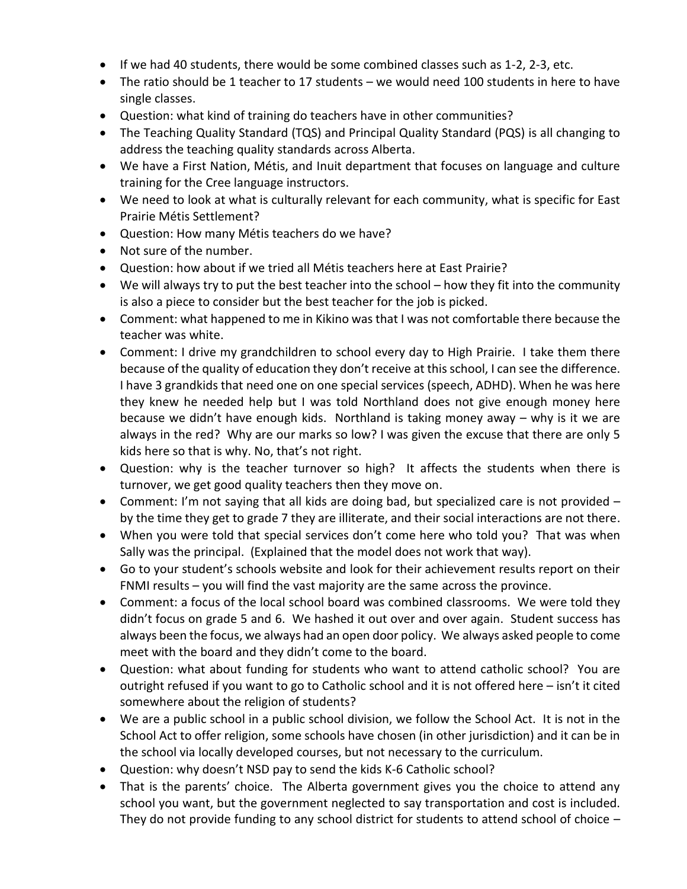- If we had 40 students, there would be some combined classes such as 1-2, 2-3, etc.
- The ratio should be 1 teacher to 17 students – we would need 100 students in here to have single classes.
- Question: what kind of training do teachers have in other communities?
- The Teaching Quality Standard (TQS) and Principal Quality Standard (PQS) is all changing to address the teaching quality standards across Alberta.
- We have a First Nation, Métis, and Inuit department that focuses on language and culture training for the Cree language instructors.
- We need to look at what is culturally relevant for each community, what is specific for East Prairie Métis Settlement?
- Question: How many Métis teachers do we have?
- Not sure of the number.
- Question: how about if we tried all Métis teachers here at East Prairie?
- We will always try to put the best teacher into the school – how they fit into the community is also a piece to consider but the best teacher for the job is picked.
- Comment: what happened to me in Kikino was that I was not comfortable there because the teacher was white.
- Comment: I drive my grandchildren to school every day to High Prairie. I take them there because of the quality of education they don't receive at this school, I can see the difference. I have 3 grandkids that need one on one special services (speech, ADHD). When he was here they knew he needed help but I was told Northland does not give enough money here because we didn't have enough kids. Northland is taking money away – why is it we are always in the red? Why are our marks so low? I was given the excuse that there are only 5 kids here so that is why. No, that's not right.
- Question: why is the teacher turnover so high? It affects the students when there is turnover, we get good quality teachers then they move on.
- Comment: I'm not saying that all kids are doing bad, but specialized care is not provided – by the time they get to grade 7 they are illiterate, and their social interactions are not there.
- When you were told that special services don't come here who told you? That was when Sally was the principal. (Explained that the model does not work that way).
- Go to your student's schools website and look for their achievement results report on their FNMI results – you will find the vast majority are the same across the province.
- Comment: a focus of the local school board was combined classrooms. We were told they didn't focus on grade 5 and 6. We hashed it out over and over again. Student success has always been the focus, we always had an open door policy. We always asked people to come meet with the board and they didn't come to the board.
- Question: what about funding for students who want to attend catholic school? You are outright refused if you want to go to Catholic school and it is not offered here – isn't it cited somewhere about the religion of students?
- We are a public school in a public school division, we follow the School Act. It is not in the School Act to offer religion, some schools have chosen (in other jurisdiction) and it can be in the school via locally developed courses, but not necessary to the curriculum.
- Question: why doesn't NSD pay to send the kids K-6 Catholic school?
- That is the parents' choice. The Alberta government gives you the choice to attend any school you want, but the government neglected to say transportation and cost is included. They do not provide funding to any school district for students to attend school of choice –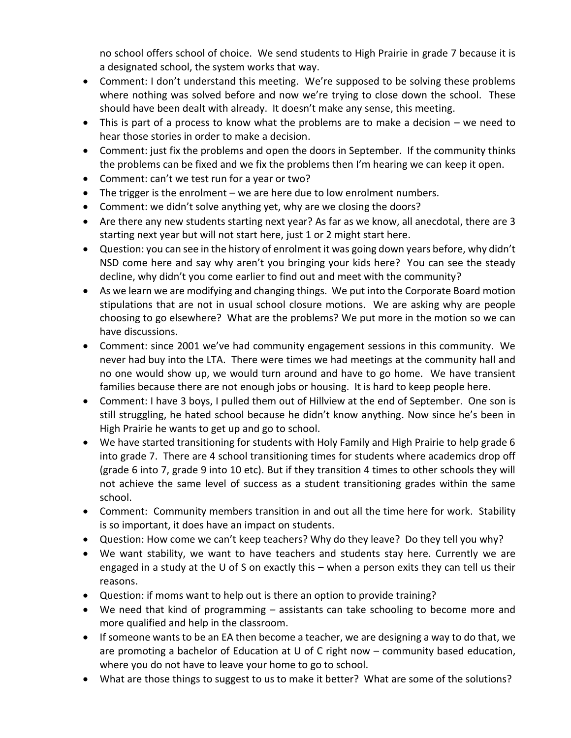no school offers school of choice. We send students to High Prairie in grade 7 because it is a designated school, the system works that way.

- Comment: I don't understand this meeting. We're supposed to be solving these problems where nothing was solved before and now we're trying to close down the school. These should have been dealt with already. It doesn't make any sense, this meeting.
- This is part of a process to know what the problems are to make a decision – we need to hear those stories in order to make a decision.
- Comment: just fix the problems and open the doors in September. If the community thinks the problems can be fixed and we fix the problems then I'm hearing we can keep it open.
- Comment: can't we test run for a year or two?
- The trigger is the enrolment – we are here due to low enrolment numbers.
- Comment: we didn't solve anything yet, why are we closing the doors?
- Are there any new students starting next year? As far as we know, all anecdotal, there are 3 starting next year but will not start here, just 1 or 2 might start here.
- Question: you can see in the history of enrolment it was going down years before, why didn't NSD come here and say why aren't you bringing your kids here? You can see the steady decline, why didn't you come earlier to find out and meet with the community?
- As we learn we are modifying and changing things. We put into the Corporate Board motion stipulations that are not in usual school closure motions. We are asking why are people choosing to go elsewhere? What are the problems? We put more in the motion so we can have discussions.
- Comment: since 2001 we've had community engagement sessions in this community. We never had buy into the LTA. There were times we had meetings at the community hall and no one would show up, we would turn around and have to go home. We have transient families because there are not enough jobs or housing. It is hard to keep people here.
- Comment: I have 3 boys, I pulled them out of Hillview at the end of September. One son is still struggling, he hated school because he didn't know anything. Now since he's been in High Prairie he wants to get up and go to school.
- We have started transitioning for students with Holy Family and High Prairie to help grade 6 into grade 7. There are 4 school transitioning times for students where academics drop off (grade 6 into 7, grade 9 into 10 etc). But if they transition 4 times to other schools they will not achieve the same level of success as a student transitioning grades within the same school.
- Comment: Community members transition in and out all the time here for work. Stability is so important, it does have an impact on students.
- Question: How come we can't keep teachers? Why do they leave? Do they tell you why?
- We want stability, we want to have teachers and students stay here. Currently we are engaged in a study at the U of S on exactly this – when a person exits they can tell us their reasons.
- Question: if moms want to help out is there an option to provide training?
- We need that kind of programming – assistants can take schooling to become more and more qualified and help in the classroom.
- If someone wants to be an EA then become a teacher, we are designing a way to do that, we are promoting a bachelor of Education at U of C right now – community based education, where you do not have to leave your home to go to school.
- What are those things to suggest to us to make it better? What are some of the solutions?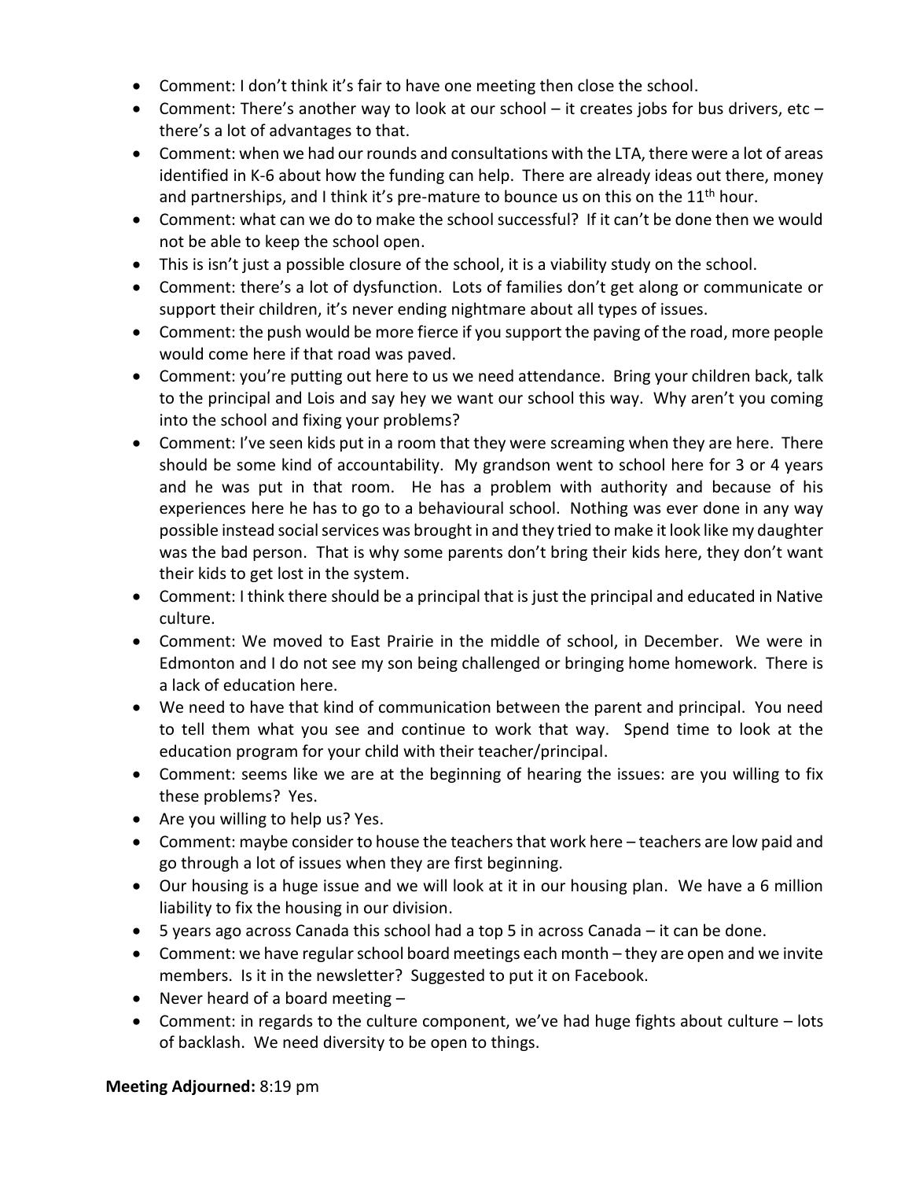- Comment: I don't think it's fair to have one meeting then close the school.
- Comment: There's another way to look at our school – it creates jobs for bus drivers, etc – there's a lot of advantages to that.
- Comment: when we had our rounds and consultations with the LTA, there were a lot of areas identified in K-6 about how the funding can help. There are already ideas out there, money and partnerships, and I think it's pre-mature to bounce us on this on the 11th hour.
- Comment: what can we do to make the school successful? If it can't be done then we would not be able to keep the school open.
- This is isn't just a possible closure of the school, it is a viability study on the school.
- Comment: there's a lot of dysfunction. Lots of families don't get along or communicate or support their children, it's never ending nightmare about all types of issues.
- Comment: the push would be more fierce if you support the paving of the road, more people would come here if that road was paved.
- Comment: you're putting out here to us we need attendance. Bring your children back, talk to the principal and Lois and say hey we want our school this way. Why aren't you coming into the school and fixing your problems?
- Comment: I've seen kids put in a room that they were screaming when they are here. There should be some kind of accountability. My grandson went to school here for 3 or 4 years and he was put in that room. He has a problem with authority and because of his experiences here he has to go to a behavioural school. Nothing was ever done in any way possible instead social services was brought in and they tried to make it look like my daughter was the bad person. That is why some parents don't bring their kids here, they don't want their kids to get lost in the system.
- Comment: I think there should be a principal that is just the principal and educated in Native culture.
- Comment: We moved to East Prairie in the middle of school, in December. We were in Edmonton and I do not see my son being challenged or bringing home homework. There is a lack of education here.
- We need to have that kind of communication between the parent and principal. You need to tell them what you see and continue to work that way. Spend time to look at the education program for your child with their teacher/principal.
- Comment: seems like we are at the beginning of hearing the issues: are you willing to fix these problems? Yes.
- Are you willing to help us? Yes.
- Comment: maybe consider to house the teachers that work here – teachers are low paid and go through a lot of issues when they are first beginning.
- Our housing is a huge issue and we will look at it in our housing plan. We have a 6 million liability to fix the housing in our division.
- 5 years ago across Canada this school had a top 5 in across Canada – it can be done.
- Comment: we have regular school board meetings each month – they are open and we invite members. Is it in the newsletter? Suggested to put it on Facebook.
- Never heard of a board meeting –
- Comment: in regards to the culture component, we've had huge fights about culture – lots of backlash. We need diversity to be open to things.

**Meeting Adjourned:** 8:19 pm